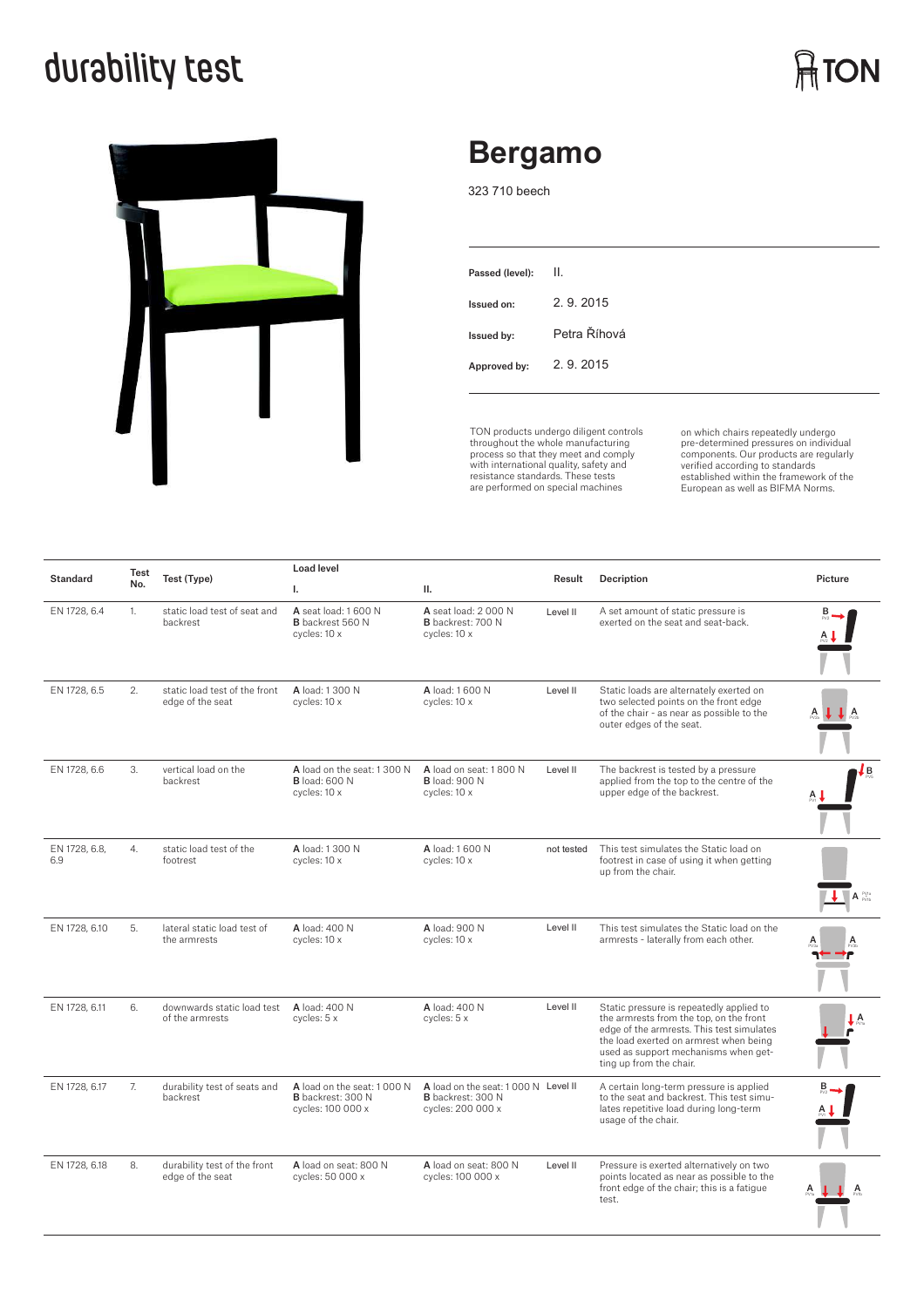# durability test

TON

## Bergamo

323 710 beech

| | |
|---|---|
| Passed (level): | II. |
| Issued on: | 2. 9. 2015 |
| Issued by: | Petra Říhová |
| Approved by: | 2. 9. 2015 |

TON products undergo diligent controls throughout the whole manufacturing process so that they meet and comply with international quality, safety and resistance standards. These tests are performed on special machines on which chairs repeatedly undergo pre-determined pressures on individual components. Our products are regularly verified according to standards established within the framework of the European as well as BIFMA Norms.

| Standard | Test No. | Test (Type) | Load level I. | Load level II. | Result | Decription | Picture |
|---|---|---|---|---|---|---|---|
| EN 1728, 6.4 | 1. | static load test of seat and backrest | **A** seat load: 1 600 N<br>**B** backrest 560 N<br>cycles: 10 x | **A** seat load: 2 000 N<br>**B** backrest: 700 N<br>cycles: 10 x | Level II | A set amount of static pressure is exerted on the seat and seat-back. | |
| EN 1728, 6.5 | 2. | static load test of the front edge of the seat | **A** load: 1 300 N<br>cycles: 10 x | **A** load: 1 600 N<br>cycles: 10 x | Level II | Static loads are alternately exerted on two selected points on the front edge of the chair - as near as possible to the outer edges of the seat. | |
| EN 1728, 6.6 | 3. | vertical load on the backrest | **A** load on the seat: 1 300 N<br>**B** load: 600 N<br>cycles: 10 x | **A** load on seat: 1 800 N<br>**B** load: 900 N<br>cycles: 10 x | Level II | The backrest is tested by a pressure applied from the top to the centre of the upper edge of the backrest. | |
| EN 1728, 6.8, 6.9 | 4. | static load test of the footrest | **A** load: 1 300 N<br>cycles: 10 x | **A** load: 1 600 N<br>cycles: 10 x | not tested | This test simulates the Static load on footrest in case of using it when getting up from the chair. | |
| EN 1728, 6.10 | 5. | lateral static load test of the armrests | **A** load: 400 N<br>cycles: 10 x | **A** load: 900 N<br>cycles: 10 x | Level II | This test simulates the Static load on the armrests - laterally from each other. | |
| EN 1728, 6.11 | 6. | downwards static load test of the armrests | **A** load: 400 N<br>cycles: 5 x | **A** load: 400 N<br>cycles: 5 x | Level II | Static pressure is repeatedly applied to the armrests from the top, on the front edge of the armrests. This test simulates the load exerted on armrest when being used as support mechanisms when getting up from the chair. | |
| EN 1728, 6.17 | 7. | durability test of seats and backrest | **A** load on the seat: 1 000 N<br>**B** backrest: 300 N<br>cycles: 100 000 x | **A** load on the seat: 1 000 N<br>**B** backrest: 300 N<br>cycles: 200 000 x | Level II | A certain long-term pressure is applied to the seat and backrest. This test simulates repetitive load during long-term usage of the chair. | |
| EN 1728, 6.18 | 8. | durability test of the front edge of the seat | **A** load on seat: 800 N<br>cycles: 50 000 x | **A** load on seat: 800 N<br>cycles: 100 000 x | Level II | Pressure is exerted alternatively on two points located as near as possible to the front edge of the chair; this is a fatigue test. | |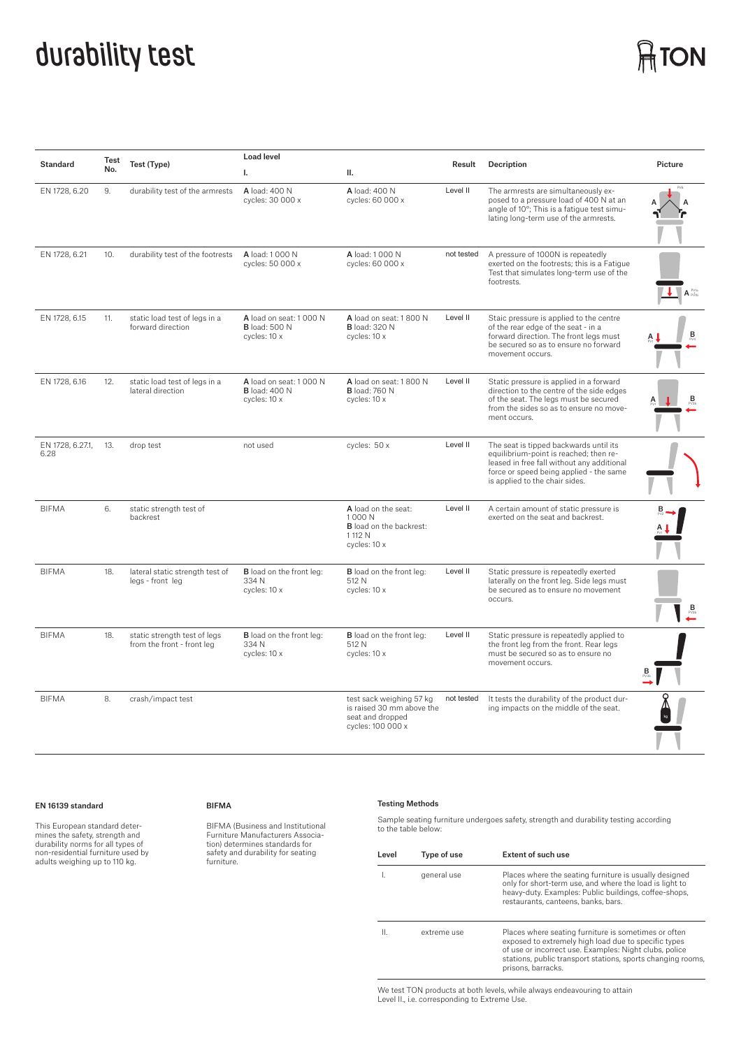# durability test

TON

| Standard | Test No. | Test (Type) | Load level I. | Load level II. | Result | Decription | Picture |
|---|---|---|---|---|---|---|---|
| EN 1728, 6.20 | 9. | durability test of the armrests | **A** load: 400 N cycles: 30 000 x | **A** load: 400 N cycles: 60 000 x | Level II | The armrests are simultaneously exposed to a pressure load of 400 N at an angle of 10°; This is a fatigue test simulating long-term use of the armrests. | |
| EN 1728, 6.21 | 10. | durability test of the footrests | **A** load: 1 000 N cycles: 50 000 x | **A** load: 1 000 N cycles: 60 000 x | not tested | A pressure of 1000N is repeatedly exerted on the footrests; this is a Fatigue Test that simulates long-term use of the footrests. | |
| EN 1728, 6.15 | 11. | static load test of legs in a forward direction | **A** load on seat: 1 000 N **B** load: 500 N cycles: 10 x | **A** load on seat: 1 800 N **B** load: 320 N cycles: 10 x | Level II | Staic pressure is applied to the centre of the rear edge of the seat - in a forward direction. The front legs must be secured so as to ensure no forward movement occurs. | |
| EN 1728, 6.16 | 12. | static load test of legs in a lateral direction | **A** load on seat: 1 000 N **B** load: 400 N cycles: 10 x | **A** load on seat: 1 800 N **B** load: 760 N cycles: 10 x | Level II | Static pressure is applied in a forward direction to the centre of the side edges of the seat. The legs must be secured from the sides so as to ensure no movement occurs. | |
| EN 1728, 6.27.1, 6.28 | 13. | drop test | not used | cycles: 50 x | Level II | The seat is tipped backwards until its equilibrium-point is reached; then released in free fall without any additional force or speed being applied - the same is applied to the chair sides. | |
| BIFMA | 6. | static strength test of backrest | | **A** load on the seat: 1 000 N **B** load on the backrest: 1 112 N cycles: 10 x | Level II | A certain amount of static pressure is exerted on the seat and backrest. | |
| BIFMA | 18. | lateral static strength test of legs - front leg | **B** load on the front leg: 334 N cycles: 10 x | **B** load on the front leg: 512 N cycles: 10 x | Level II | Static pressure is repeatedly exerted laterally on the front leg. Side legs must be secured as to ensure no movement occurs. | |
| BIFMA | 18. | static strength test of legs from the front - front leg | **B** load on the front leg: 334 N cycles: 10 x | **B** load on the front leg: 512 N cycles: 10 x | Level II | Static pressure is repeatedly applied to the front leg from the front. Rear legs must be secured so as to ensure no movement occurs. | |
| BIFMA | 8. | crash/impact test | | test sack weighing 57 kg is raised 30 mm above the seat and dropped cycles: 100 000 x | not tested | It tests the durability of the product during impacts on the middle of the seat. | |

### EN 16139 standard

This European standard determines the safety, strength and durability norms for all types of non-residential furniture used by adults weighing up to 110 kg.

### BIFMA

BIFMA (Business and Institutional Furniture Manufacturers Association) determines standards for safety and durability for seating furniture.

### Testing Methods

Sample seating furniture undergoes safety, strength and durability testing according to the table below:

| Level | Type of use | Extent of such use |
|---|---|---|
| I. | general use | Places where the seating furniture is usually designed only for short-term use, and where the load is light to heavy-duty. Examples: Public buildings, coffee-shops, restaurants, canteens, banks, bars. |
| II. | extreme use | Places where seating furniture is sometimes or often exposed to extremely high load due to specific types of use or incorrect use. Examples: Night clubs, police stations, public transport stations, sports changing rooms, prisons, barracks. |

We test TON products at both levels, while always endeavouring to attain Level II., i.e. corresponding to Extreme Use.